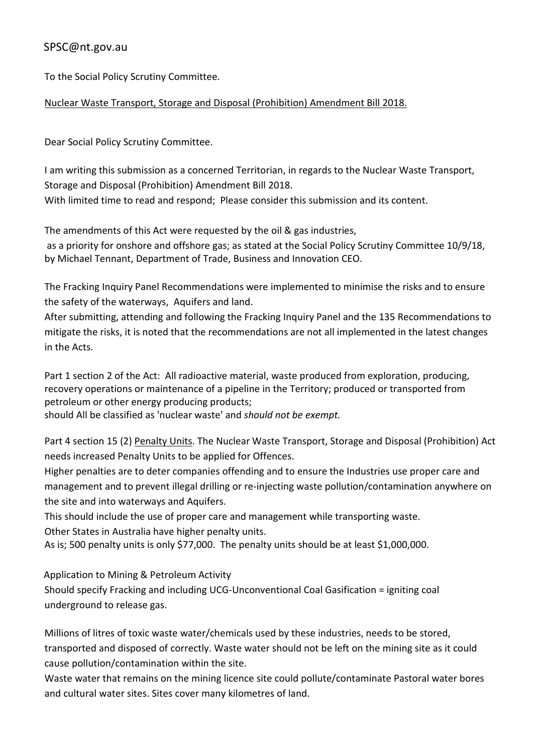SPSC@nt.gov.au

To the Social Policy Scrutiny Committee.

Nuclear Waste Transport, Storage and Disposal (Prohibition) Amendment Bill 2018.

Dear Social Policy Scrutiny Committee.

I am writing this submission as a concerned Territorian, in regards to the Nuclear Waste Transport, Storage and Disposal (Prohibition) Amendment Bill 2018.
With limited time to read and respond; Please consider this submission and its content.

The amendments of this Act were requested by the oil & gas industries, as a priority for onshore and offshore gas; as stated at the Social Policy Scrutiny Committee 10/9/18, by Michael Tennant, Department of Trade, Business and Innovation CEO.

The Fracking Inquiry Panel Recommendations were implemented to minimise the risks and to ensure the safety of the waterways, Aquifers and land.
After submitting, attending and following the Fracking Inquiry Panel and the 135 Recommendations to mitigate the risks, it is noted that the recommendations are not all implemented in the latest changes in the Acts.

Part 1 section 2 of the Act: All radioactive material, waste produced from exploration, producing, recovery operations or maintenance of a pipeline in the Territory; produced or transported from petroleum or other energy producing products;
should All be classified as 'nuclear waste' and *should not be exempt.*

Part 4 section 15 (2) Penalty Units. The Nuclear Waste Transport, Storage and Disposal (Prohibition) Act needs increased Penalty Units to be applied for Offences.
Higher penalties are to deter companies offending and to ensure the Industries use proper care and management and to prevent illegal drilling or re-injecting waste pollution/contamination anywhere on the site and into waterways and Aquifers.
This should include the use of proper care and management while transporting waste.
Other States in Australia have higher penalty units.
As is; 500 penalty units is only $77,000. The penalty units should be at least $1,000,000.

Application to Mining & Petroleum Activity
Should specify Fracking and including UCG-Unconventional Coal Gasification = igniting coal underground to release gas.

Millions of litres of toxic waste water/chemicals used by these industries, needs to be stored, transported and disposed of correctly. Waste water should not be left on the mining site as it could cause pollution/contamination within the site.
Waste water that remains on the mining licence site could pollute/contaminate Pastoral water bores and cultural water sites. Sites cover many kilometres of land.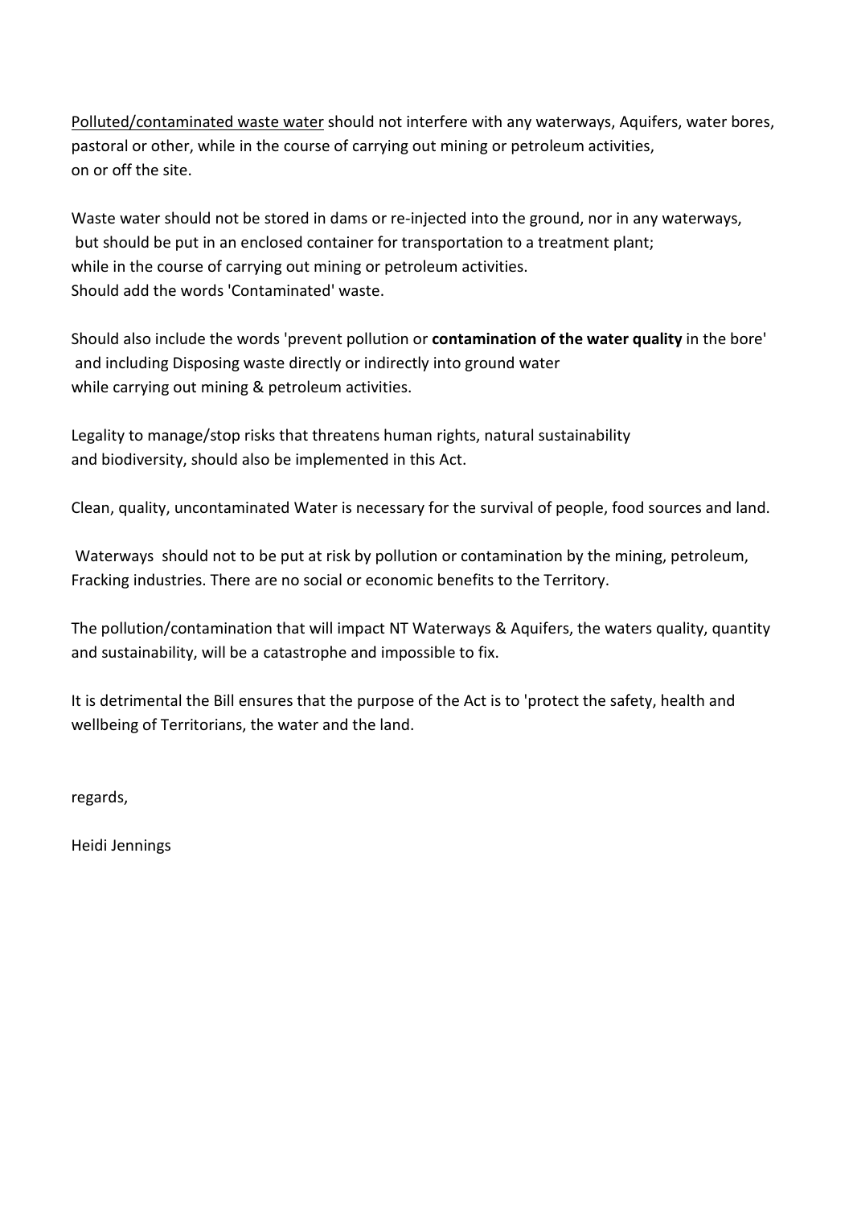Polluted/contaminated waste water should not interfere with any waterways, Aquifers, water bores, pastoral or other, while in the course of carrying out mining or petroleum activities, on or off the site.

Waste water should not be stored in dams or re-injected into the ground, nor in any waterways, but should be put in an enclosed container for transportation to a treatment plant; while in the course of carrying out mining or petroleum activities. Should add the words 'Contaminated' waste.

Should also include the words 'prevent pollution or **contamination of the water quality** in the bore' and including Disposing waste directly or indirectly into ground water while carrying out mining & petroleum activities.

Legality to manage/stop risks that threatens human rights, natural sustainability and biodiversity, should also be implemented in this Act.

Clean, quality, uncontaminated Water is necessary for the survival of people, food sources and land.

Waterways should not to be put at risk by pollution or contamination by the mining, petroleum, Fracking industries. There are no social or economic benefits to the Territory.

The pollution/contamination that will impact NT Waterways & Aquifers, the waters quality, quantity and sustainability, will be a catastrophe and impossible to fix.

It is detrimental the Bill ensures that the purpose of the Act is to 'protect the safety, health and wellbeing of Territorians, the water and the land.

regards,

Heidi Jennings